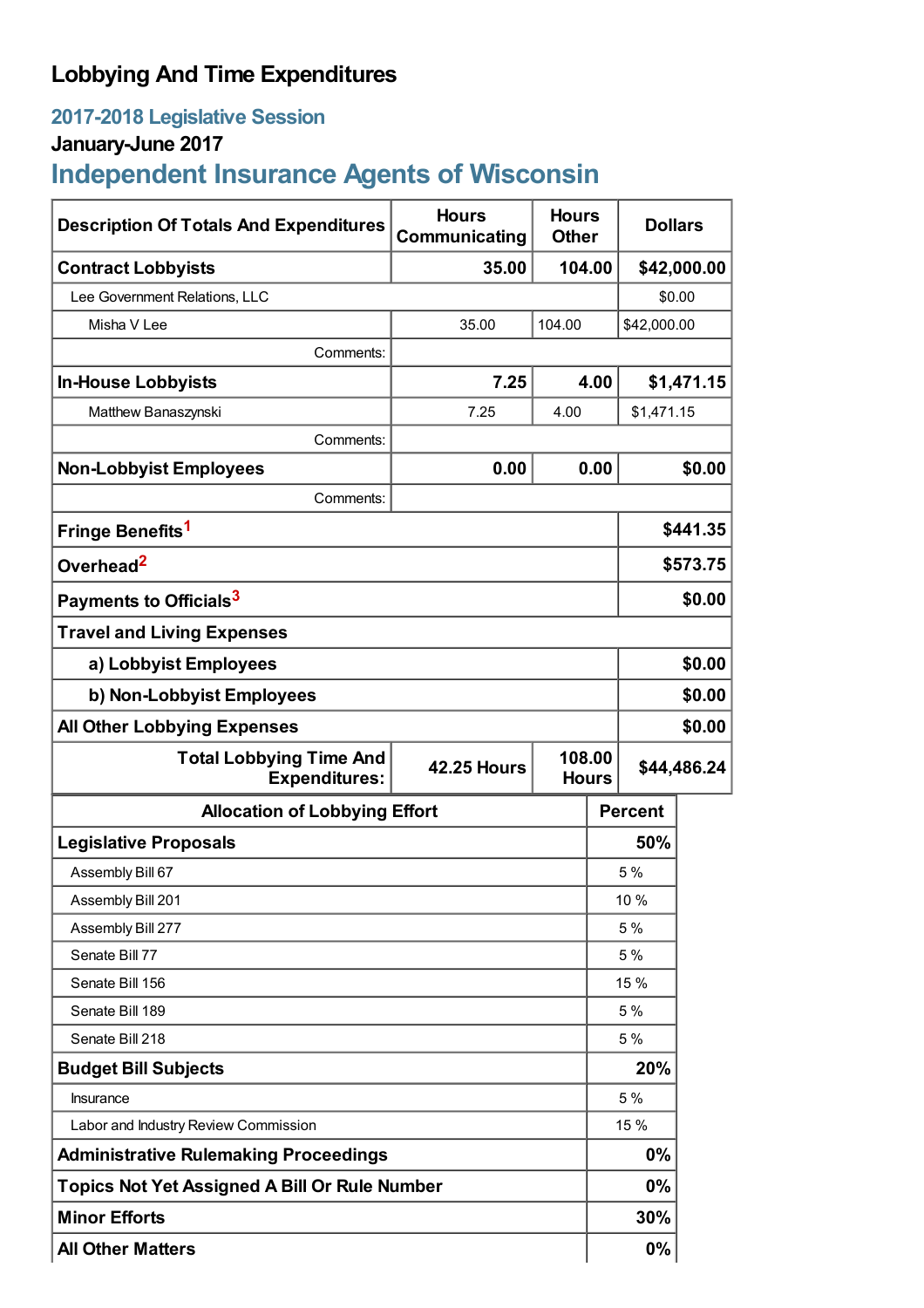# Lobbying And Time Expenditures

## 2017-2018 Legislative Session

### January-June 2017

## Independent Insurance Agents of Wisconsin

| Description Of Totals And Expenditures | Hours Communicating | Hours Other | Dollars |
|---|---|---|---|
| **Contract Lobbyists** | **35.00** | **104.00** | **$42,000.00** |
| Lee Government Relations, LLC | | | $0.00 |
| Misha V Lee | 35.00 | 104.00 | $42,000.00 |
| Comments: | | | |
| **In-House Lobbyists** | **7.25** | **4.00** | **$1,471.15** |
| Matthew Banaszynski | 7.25 | 4.00 | $1,471.15 |
| Comments: | | | |
| **Non-Lobbyist Employees** | **0.00** | **0.00** | **$0.00** |
| Comments: | | | |
| **Fringe Benefits**[1] | | | **$441.35** |
| **Overhead**[2] | | | **$573.75** |
| **Payments to Officials**[3] | | | **$0.00** |
| **Travel and Living Expenses** | | | |
| **a) Lobbyist Employees** | | | **$0.00** |
| **b) Non-Lobbyist Employees** | | | **$0.00** |
| **All Other Lobbying Expenses** | | | **$0.00** |
| **Total Lobbying Time And Expenditures:** | **42.25 Hours** | **108.00 Hours** | **$44,486.24** |

| Allocation of Lobbying Effort | Percent |
|---|---|
| **Legislative Proposals** | **50%** |
| Assembly Bill 67 | 5 % |
| Assembly Bill 201 | 10 % |
| Assembly Bill 277 | 5 % |
| Senate Bill 77 | 5 % |
| Senate Bill 156 | 15 % |
| Senate Bill 189 | 5 % |
| Senate Bill 218 | 5 % |
| **Budget Bill Subjects** | **20%** |
| Insurance | 5 % |
| Labor and Industry Review Commission | 15 % |
| **Administrative Rulemaking Proceedings** | **0%** |
| **Topics Not Yet Assigned A Bill Or Rule Number** | **0%** |
| **Minor Efforts** | **30%** |
| **All Other Matters** | **0%** |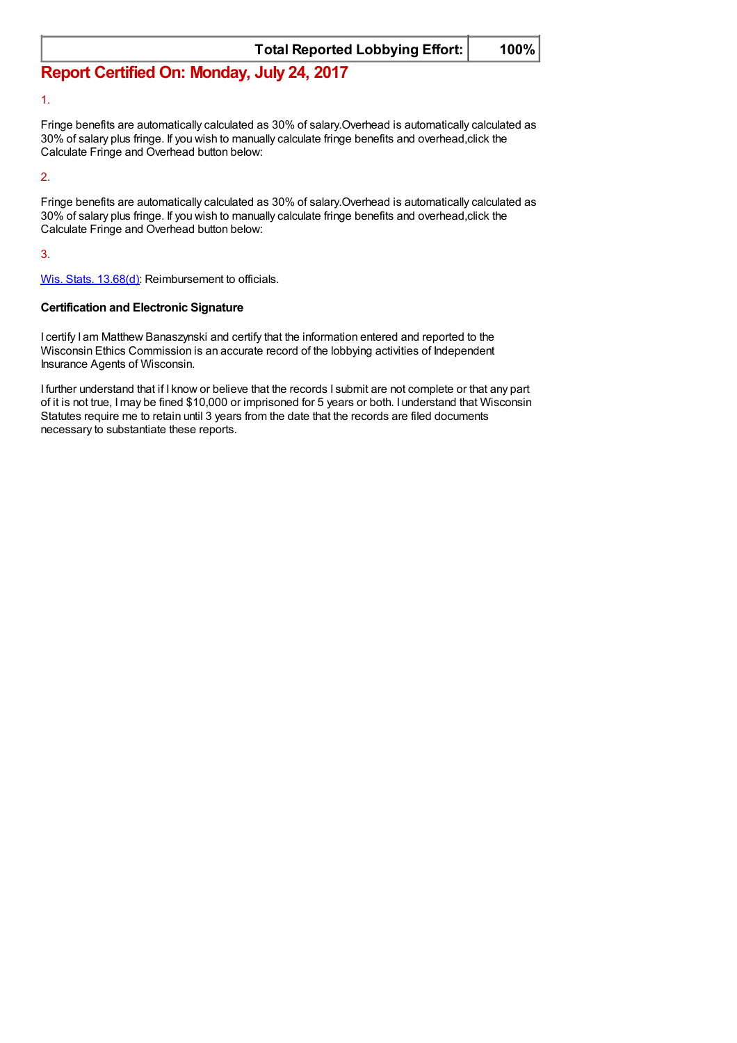| | |
|---|---|
| **Total Reported Lobbying Effort:** | **100%** |

## Report Certified On: Monday, July 24, 2017

1.

Fringe benefits are automatically calculated as 30% of salary.Overhead is automatically calculated as 30% of salary plus fringe. If you wish to manually calculate fringe benefits and overhead,click the Calculate Fringe and Overhead button below:

2.

Fringe benefits are automatically calculated as 30% of salary.Overhead is automatically calculated as 30% of salary plus fringe. If you wish to manually calculate fringe benefits and overhead,click the Calculate Fringe and Overhead button below:

3.

Wis. Stats. 13.68(d): Reimbursement to officials.

**Certification and Electronic Signature**

I certify I am Matthew Banaszynski and certify that the information entered and reported to the Wisconsin Ethics Commission is an accurate record of the lobbying activities of Independent Insurance Agents of Wisconsin.

I further understand that if I know or believe that the records I submit are not complete or that any part of it is not true, I may be fined $10,000 or imprisoned for 5 years or both. I understand that Wisconsin Statutes require me to retain until 3 years from the date that the records are filed documents necessary to substantiate these reports.